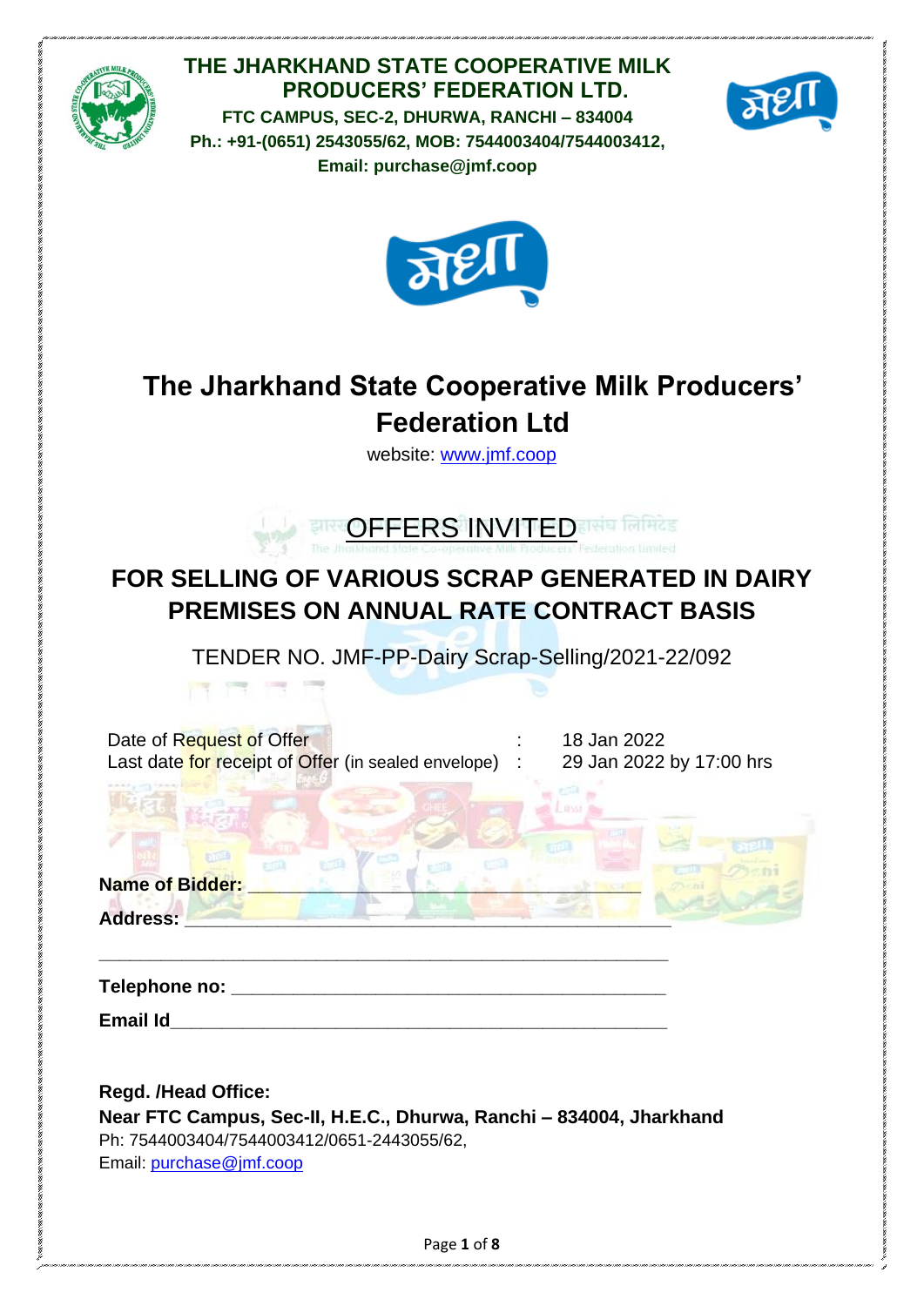**THE JHARKHAND STATE COOPERATIVE MILK PRODUCERS' FEDERATION LTD.**

**FTC CAMPUS, SEC-2, DHURWA, RANCHI – 834004**

**Ph.: +91-(0651) 2543055/62, MOB: 7544003404/7544003412,**

**Email: purchase@jmf.coop**

# The Jharkhand State Cooperative Milk Producers' Federation Ltd

website: www.jmf.coop

## OFFERS INVITED

## FOR SELLING OF VARIOUS SCRAP GENERATED IN DAIRY PREMISES ON ANNUAL RATE CONTRACT BASIS

TENDER NO. JMF-PP-Dairy Scrap-Selling/2021-22/092

| | | |
|---|---|---|
| Date of Request of Offer | : | 18 Jan 2022 |
| Last date for receipt of Offer (in sealed envelope) | : | 29 Jan 2022 by 17:00 hrs |

**Name of Bidder:** ____________________________________________

**Address:** ____________________________________________

____________________________________________

**Telephone no:** ____________________________________________

**Email Id**____________________________________________

**Regd. /Head Office:**

**Near FTC Campus, Sec-II, H.E.C., Dhurwa, Ranchi – 834004, Jharkhand**

Ph: 7544003404/7544003412/0651-2443055/62,

Email: purchase@jmf.coop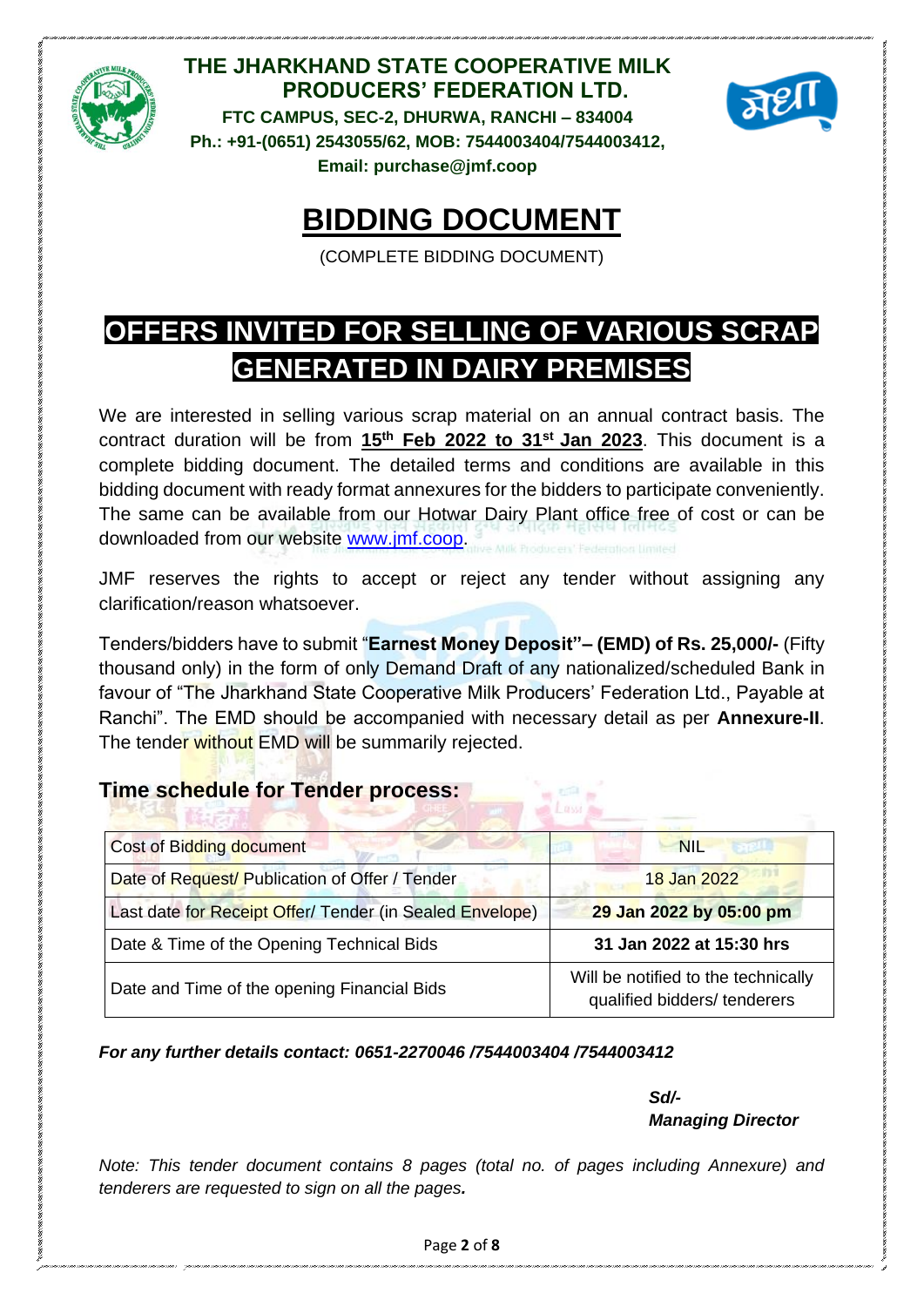# THE JHARKHAND STATE COOPERATIVE MILK PRODUCERS' FEDERATION LTD.

**FTC CAMPUS, SEC-2, DHURWA, RANCHI – 834004**
**Ph.: +91-(0651) 2543055/62, MOB: 7544003404/7544003412,**
**Email: purchase@jmf.coop**

# BIDDING DOCUMENT

(COMPLETE BIDDING DOCUMENT)

## OFFERS INVITED FOR SELLING OF VARIOUS SCRAP GENERATED IN DAIRY PREMISES

We are interested in selling various scrap material on an annual contract basis. The contract duration will be from **15th Feb 2022 to 31st Jan 2023**. This document is a complete bidding document. The detailed terms and conditions are available in this bidding document with ready format annexures for the bidders to participate conveniently. The same can be available from our Hotwar Dairy Plant office free of cost or can be downloaded from our website www.jmf.coop.

JMF reserves the rights to accept or reject any tender without assigning any clarification/reason whatsoever.

Tenders/bidders have to submit "**Earnest Money Deposit"– (EMD) of Rs. 25,000/-** (Fifty thousand only) in the form of only Demand Draft of any nationalized/scheduled Bank in favour of "The Jharkhand State Cooperative Milk Producers' Federation Ltd., Payable at Ranchi". The EMD should be accompanied with necessary detail as per **Annexure-II**. The tender without EMD will be summarily rejected.

### Time schedule for Tender process:

| Cost of Bidding document | NIL |
|---|---|
| Date of Request/ Publication of Offer / Tender | 18 Jan 2022 |
| Last date for Receipt Offer/ Tender (in Sealed Envelope) | **29 Jan 2022 by 05:00 pm** |
| Date & Time of the Opening Technical Bids | **31 Jan 2022 at 15:30 hrs** |
| Date and Time of the opening Financial Bids | Will be notified to the technically qualified bidders/ tenderers |

***For any further details contact: 0651-2270046 /7544003404 /7544003412***

*Sd/-*
***Managing Director***

*Note: This tender document contains 8 pages (total no. of pages including Annexure) and tenderers are requested to sign on all the pages.*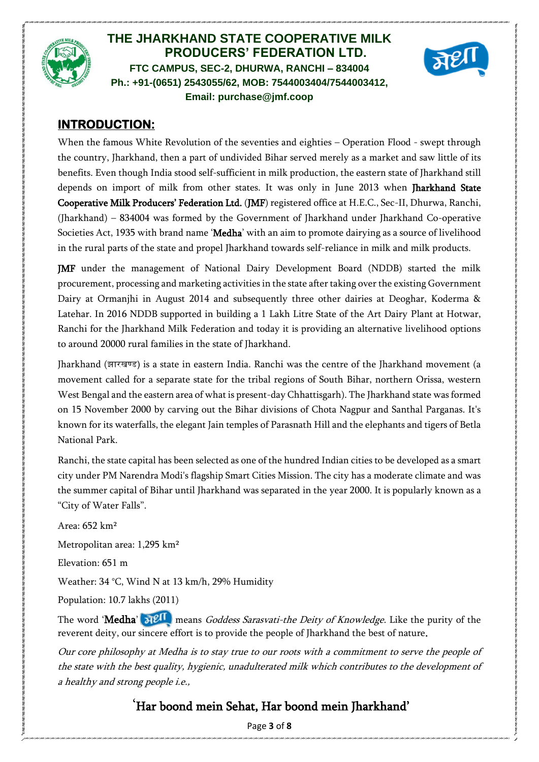# THE JHARKHAND STATE COOPERATIVE MILK PRODUCERS' FEDERATION LTD.

**FTC CAMPUS, SEC-2, DHURWA, RANCHI – 834004**
**Ph.: +91-(0651) 2543055/62, MOB: 7544003404/7544003412,**
**Email: purchase@jmf.coop**

## INTRODUCTION:

When the famous White Revolution of the seventies and eighties – Operation Flood - swept through the country, Jharkhand, then a part of undivided Bihar served merely as a market and saw little of its benefits. Even though India stood self-sufficient in milk production, the eastern state of Jharkhand still depends on import of milk from other states. It was only in June 2013 when **Jharkhand State Cooperative Milk Producers' Federation Ltd.** (**JMF**) registered office at H.E.C., Sec-II, Dhurwa, Ranchi, (Jharkhand) – 834004 was formed by the Government of Jharkhand under Jharkhand Co-operative Societies Act, 1935 with brand name '**Medha**' with an aim to promote dairying as a source of livelihood in the rural parts of the state and propel Jharkhand towards self-reliance in milk and milk products.

**JMF** under the management of National Dairy Development Board (NDDB) started the milk procurement, processing and marketing activities in the state after taking over the existing Government Dairy at Ormanjhi in August 2014 and subsequently three other dairies at Deoghar, Koderma & Latehar. In 2016 NDDB supported in building a 1 Lakh Litre State of the Art Dairy Plant at Hotwar, Ranchi for the Jharkhand Milk Federation and today it is providing an alternative livelihood options to around 20000 rural families in the state of Jharkhand.

Jharkhand (झारखण्ड) is a state in eastern India. Ranchi was the centre of the Jharkhand movement (a movement called for a separate state for the tribal regions of South Bihar, northern Orissa, western West Bengal and the eastern area of what is present-day Chhattisgarh). The Jharkhand state was formed on 15 November 2000 by carving out the Bihar divisions of Chota Nagpur and Santhal Parganas. It's known for its waterfalls, the elegant Jain temples of Parasnath Hill and the elephants and tigers of Betla National Park.

Ranchi, the state capital has been selected as one of the hundred Indian cities to be developed as a smart city under PM Narendra Modi's flagship Smart Cities Mission. The city has a moderate climate and was the summer capital of Bihar until Jharkhand was separated in the year 2000. It is popularly known as a "City of Water Falls".

Area: 652 km²

Metropolitan area: 1,295 km²

Elevation: 651 m

Weather: 34 °C, Wind N at 13 km/h, 29% Humidity

Population: 10.7 lakhs (2011)

The word '**Medha**' मेधा means *Goddess Sarasvati-the Deity of Knowledge*. Like the purity of the reverent deity, our sincere effort is to provide the people of Jharkhand the best of nature.

*Our core philosophy at Medha is to stay true to our roots with a commitment to serve the people of the state with the best quality, hygienic, unadulterated milk which contributes to the development of a healthy and strong people i.e.,*

## 'Har boond mein Sehat, Har boond mein Jharkhand'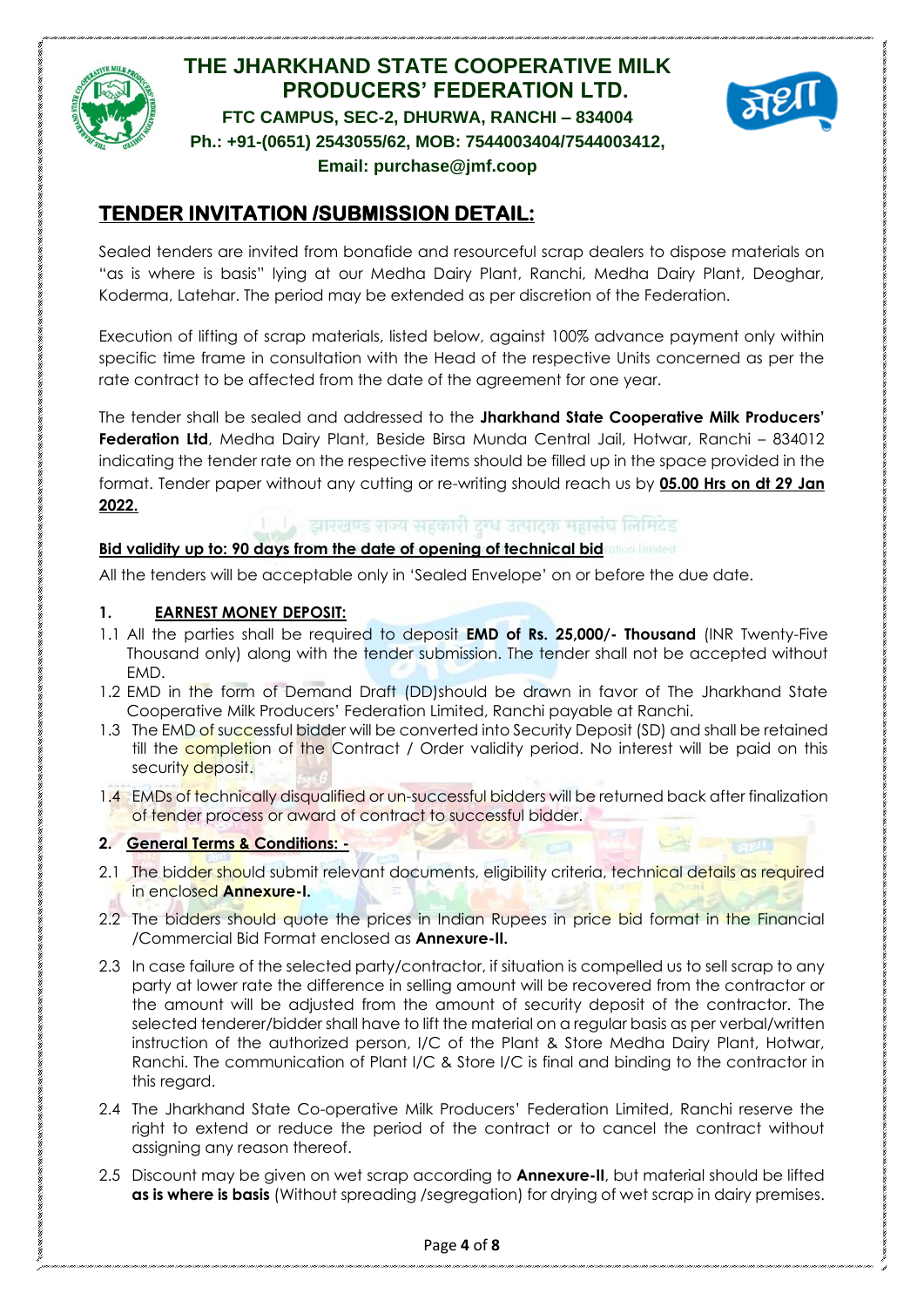# THE JHARKHAND STATE COOPERATIVE MILK PRODUCERS' FEDERATION LTD.

**FTC CAMPUS, SEC-2, DHURWA, RANCHI – 834004**
**Ph.: +91-(0651) 2543055/62, MOB: 7544003404/7544003412,**
**Email: purchase@jmf.coop**

## TENDER INVITATION /SUBMISSION DETAIL:

Sealed tenders are invited from bonafide and resourceful scrap dealers to dispose materials on "as is where is basis" lying at our Medha Dairy Plant, Ranchi, Medha Dairy Plant, Deoghar, Koderma, Latehar. The period may be extended as per discretion of the Federation.

Execution of lifting of scrap materials, listed below, against 100% advance payment only within specific time frame in consultation with the Head of the respective Units concerned as per the rate contract to be affected from the date of the agreement for one year.

The tender shall be sealed and addressed to the **Jharkhand State Cooperative Milk Producers' Federation Ltd**, Medha Dairy Plant, Beside Birsa Munda Central Jail, Hotwar, Ranchi – 834012 indicating the tender rate on the respective items should be filled up in the space provided in the format. Tender paper without any cutting or re-writing should reach us by **05.00 Hrs on dt 29 Jan 2022.**

**Bid validity up to: 90 days from the date of opening of technical bid**

All the tenders will be acceptable only in 'Sealed Envelope' on or before the due date.

**1. EARNEST MONEY DEPOSIT:**

1.1 All the parties shall be required to deposit **EMD of Rs. 25,000/- Thousand** (INR Twenty-Five Thousand only) along with the tender submission. The tender shall not be accepted without EMD.

1.2 EMD in the form of Demand Draft (DD)should be drawn in favor of The Jharkhand State Cooperative Milk Producers' Federation Limited, Ranchi payable at Ranchi.

1.3 The EMD of successful bidder will be converted into Security Deposit (SD) and shall be retained till the completion of the Contract / Order validity period. No interest will be paid on this security deposit.

1.4 EMDs of technically disqualified or un-successful bidders will be returned back after finalization of tender process or award of contract to successful bidder.

**2. General Terms & Conditions: -**

2.1 The bidder should submit relevant documents, eligibility criteria, technical details as required in enclosed **Annexure-I.**

2.2 The bidders should quote the prices in Indian Rupees in price bid format in the Financial /Commercial Bid Format enclosed as **Annexure-II.**

2.3 In case failure of the selected party/contractor, if situation is compelled us to sell scrap to any party at lower rate the difference in selling amount will be recovered from the contractor or the amount will be adjusted from the amount of security deposit of the contractor. The selected tenderer/bidder shall have to lift the material on a regular basis as per verbal/written instruction of the authorized person, I/C of the Plant & Store Medha Dairy Plant, Hotwar, Ranchi. The communication of Plant I/C & Store I/C is final and binding to the contractor in this regard.

2.4 The Jharkhand State Co-operative Milk Producers' Federation Limited, Ranchi reserve the right to extend or reduce the period of the contract or to cancel the contract without assigning any reason thereof.

2.5 Discount may be given on wet scrap according to **Annexure-II**, but material should be lifted **as is where is basis** (Without spreading /segregation) for drying of wet scrap in dairy premises.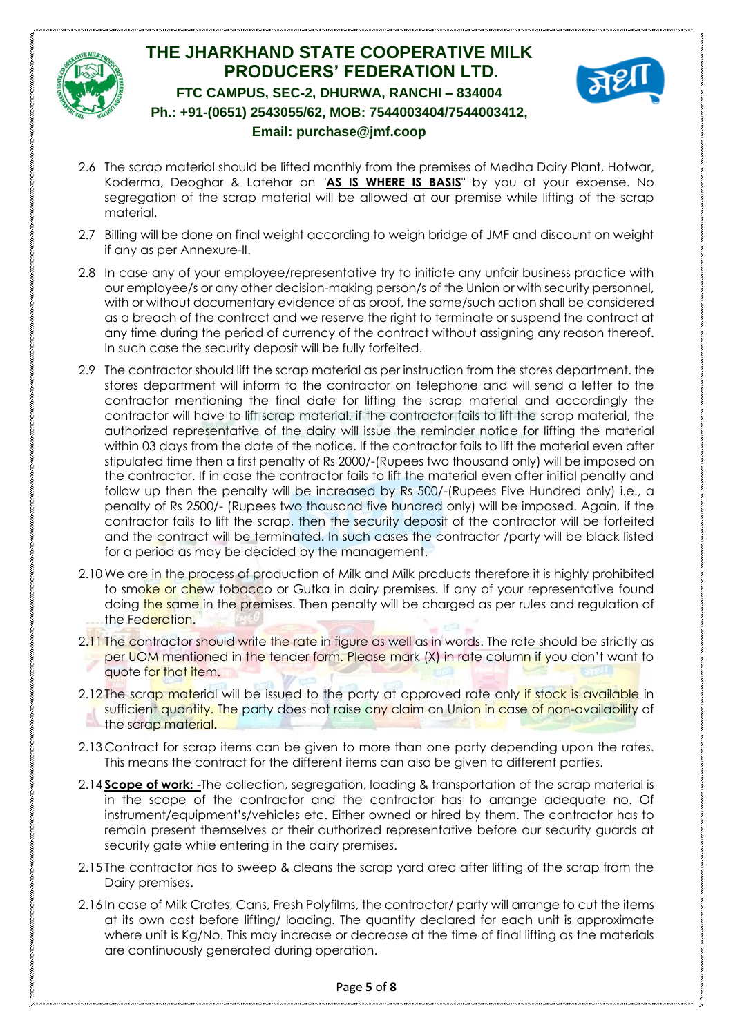2.6 The scrap material should be lifted monthly from the premises of Medha Dairy Plant, Hotwar, Koderma, Deoghar & Latehar on "**AS IS WHERE IS BASIS**" by you at your expense. No segregation of the scrap material will be allowed at our premise while lifting of the scrap material.

2.7 Billing will be done on final weight according to weigh bridge of JMF and discount on weight if any as per Annexure-II.

2.8 In case any of your employee/representative try to initiate any unfair business practice with our employee/s or any other decision-making person/s of the Union or with security personnel, with or without documentary evidence of as proof, the same/such action shall be considered as a breach of the contract and we reserve the right to terminate or suspend the contract at any time during the period of currency of the contract without assigning any reason thereof. In such case the security deposit will be fully forfeited.

2.9 The contractor should lift the scrap material as per instruction from the stores department. the stores department will inform to the contractor on telephone and will send a letter to the contractor mentioning the final date for lifting the scrap material and accordingly the contractor will have to lift scrap material. if the contractor fails to lift the scrap material, the authorized representative of the dairy will issue the reminder notice for lifting the material within 03 days from the date of the notice. If the contractor fails to lift the material even after stipulated time then a first penalty of Rs 2000/-(Rupees two thousand only) will be imposed on the contractor. If in case the contractor fails to lift the material even after initial penalty and follow up then the penalty will be increased by Rs 500/-(Rupees Five Hundred only) i.e., a penalty of Rs 2500/- (Rupees two thousand five hundred only) will be imposed. Again, if the contractor fails to lift the scrap, then the security deposit of the contractor will be forfeited and the contract will be terminated. In such cases the contractor /party will be black listed for a period as may be decided by the management.

2.10 We are in the process of production of Milk and Milk products therefore it is highly prohibited to smoke or chew tobacco or Gutka in dairy premises. If any of your representative found doing the same in the premises. Then penalty will be charged as per rules and regulation of the Federation.

2.11 The contractor should write the rate in figure as well as in words. The rate should be strictly as per UOM mentioned in the tender form. Please mark (X) in rate column if you don't want to quote for that item.

2.12 The scrap material will be issued to the party at approved rate only if stock is available in sufficient quantity. The party does not raise any claim on Union in case of non-availability of the scrap material.

2.13 Contract for scrap items can be given to more than one party depending upon the rates. This means the contract for the different items can also be given to different parties.

2.14 **Scope of work:** -The collection, segregation, loading & transportation of the scrap material is in the scope of the contractor and the contractor has to arrange adequate no. Of instrument/equipment's/vehicles etc. Either owned or hired by them. The contractor has to remain present themselves or their authorized representative before our security guards at security gate while entering in the dairy premises.

2.15 The contractor has to sweep & cleans the scrap yard area after lifting of the scrap from the Dairy premises.

2.16 In case of Milk Crates, Cans, Fresh Polyfilms, the contractor/ party will arrange to cut the items at its own cost before lifting/ loading. The quantity declared for each unit is approximate where unit is Kg/No. This may increase or decrease at the time of final lifting as the materials are continuously generated during operation.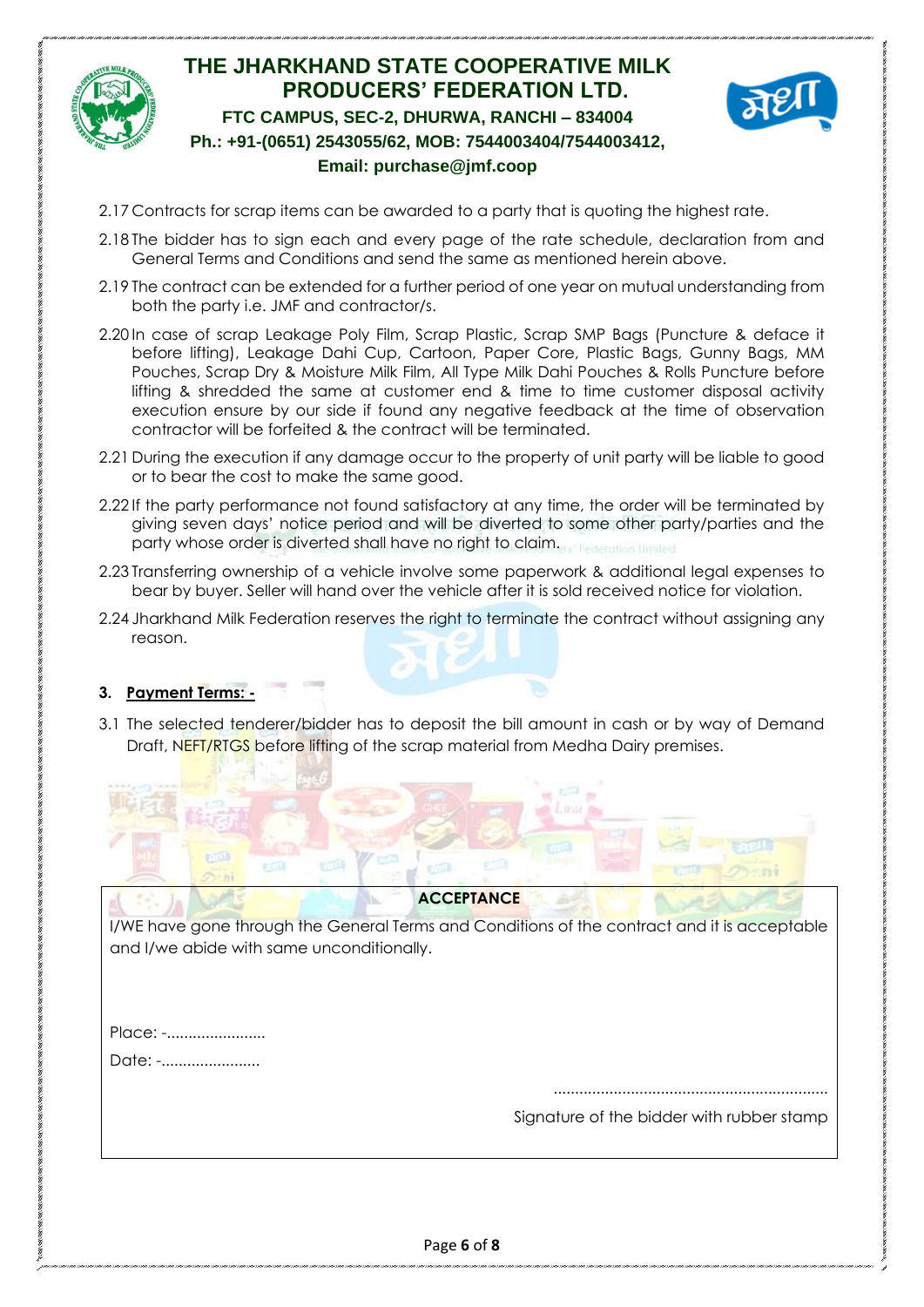2.17 Contracts for scrap items can be awarded to a party that is quoting the highest rate.

2.18 The bidder has to sign each and every page of the rate schedule, declaration from and General Terms and Conditions and send the same as mentioned herein above.

2.19 The contract can be extended for a further period of one year on mutual understanding from both the party i.e. JMF and contractor/s.

2.20 In case of scrap Leakage Poly Film, Scrap Plastic, Scrap SMP Bags (Puncture & deface it before lifting), Leakage Dahi Cup, Cartoon, Paper Core, Plastic Bags, Gunny Bags, MM Pouches, Scrap Dry & Moisture Milk Film, All Type Milk Dahi Pouches & Rolls Puncture before lifting & shredded the same at customer end & time to time customer disposal activity execution ensure by our side if found any negative feedback at the time of observation contractor will be forfeited & the contract will be terminated.

2.21 During the execution if any damage occur to the property of unit party will be liable to good or to bear the cost to make the same good.

2.22 If the party performance not found satisfactory at any time, the order will be terminated by giving seven days' notice period and will be diverted to some other party/parties and the party whose order is diverted shall have no right to claim.

2.23 Transferring ownership of a vehicle involve some paperwork & additional legal expenses to bear by buyer. Seller will hand over the vehicle after it is sold received notice for violation.

2.24 Jharkhand Milk Federation reserves the right to terminate the contract without assigning any reason.

### 3. Payment Terms: -

3.1 The selected tenderer/bidder has to deposit the bill amount in cash or by way of Demand Draft, NEFT/RTGS before lifting of the scrap material from Medha Dairy premises.

**ACCEPTANCE**

I/WE have gone through the General Terms and Conditions of the contract and it is acceptable and I/we abide with same unconditionally.

Place: -......................

Date: -......................

...............................................................

Signature of the bidder with rubber stamp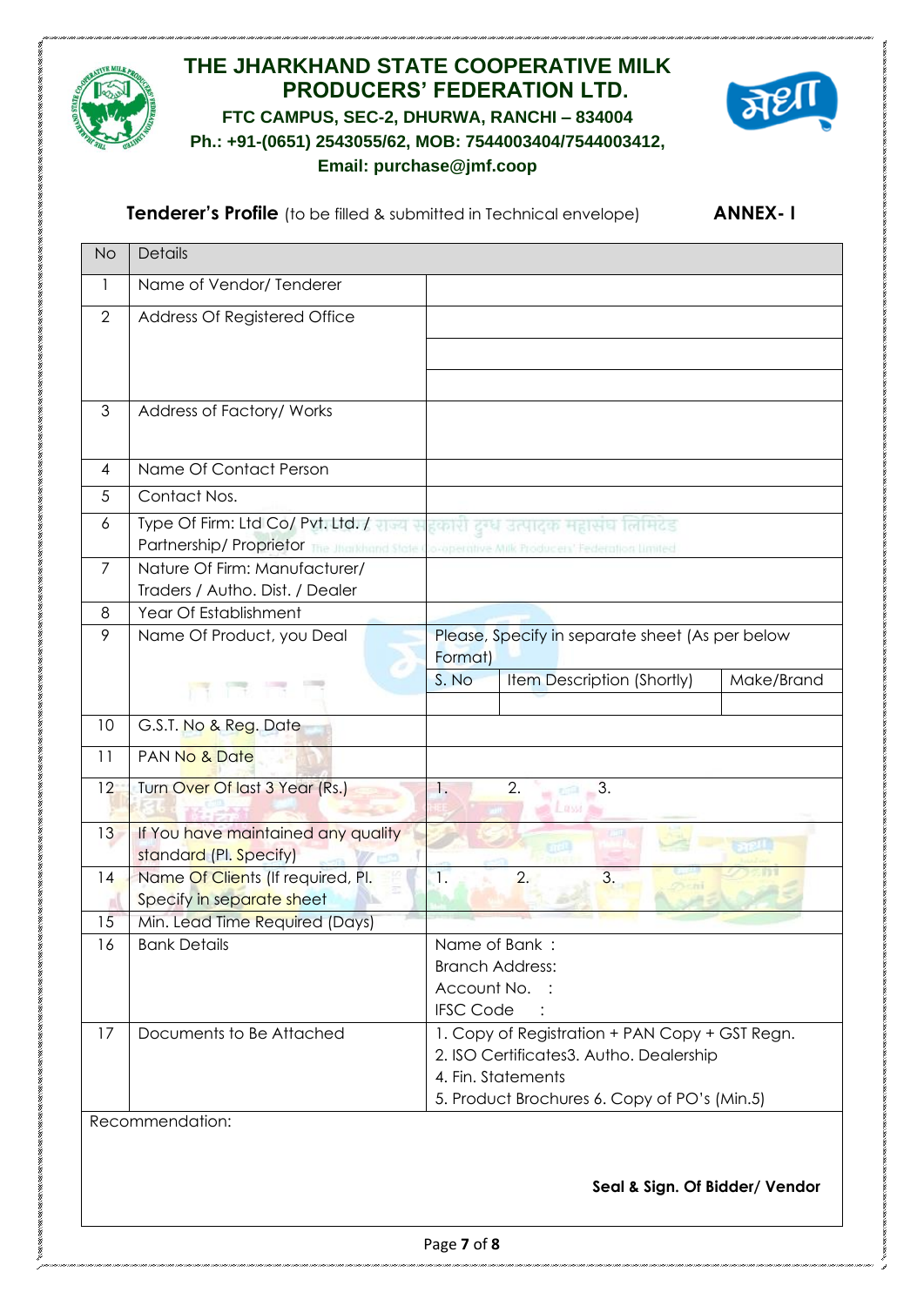# THE JHARKHAND STATE COOPERATIVE MILK PRODUCERS' FEDERATION LTD.

**FTC CAMPUS, SEC-2, DHURWA, RANCHI – 834004**

**Ph.: +91-(0651) 2543055/62, MOB: 7544003404/7544003412,**

**Email: purchase@jmf.coop**

**Tenderer's Profile** (to be filled & submitted in Technical envelope) **ANNEX- I**

| No | Details | | | |
|---|---|---|---|---|
| 1 | Name of Vendor/ Tenderer | | | |
| 2 | Address Of Registered Office | | | |
| 3 | Address of Factory/ Works | | | |
| 4 | Name Of Contact Person | | | |
| 5 | Contact Nos. | | | |
| 6 | Type Of Firm: Ltd Co/ Pvt. Ltd. / Partnership/ Proprietor | | | |
| 7 | Nature Of Firm: Manufacturer/ Traders / Autho. Dist. / Dealer | | | |
| 8 | Year Of Establishment | | | |
| 9 | Name Of Product, you Deal | Please, Specify in separate sheet (As per below Format) | | |
| | | S. No | Item Description (Shortly) | Make/Brand |
| | | | | |
| 10 | G.S.T. No & Reg. Date | | | |
| 11 | PAN No & Date | | | |
| 12 | Turn Over Of last 3 Year (Rs.) | 1. 2. 3. | | |
| 13 | If You have maintained any quality standard (Pl. Specify) | | | |
| 14 | Name Of Clients (If required, Pl. Specify in separate sheet | 1. 2. 3. | | |
| 15 | Min. Lead Time Required (Days) | | | |
| 16 | Bank Details | Name of Bank :<br>Branch Address:<br>Account No. :<br>IFSC Code : | | |
| 17 | Documents to Be Attached | 1. Copy of Registration + PAN Copy + GST Regn.<br>2. ISO Certificates3. Autho. Dealership<br>4. Fin. Statements<br>5. Product Brochures 6. Copy of PO's (Min.5) | | |

Recommendation:

**Seal & Sign. Of Bidder/ Vendor**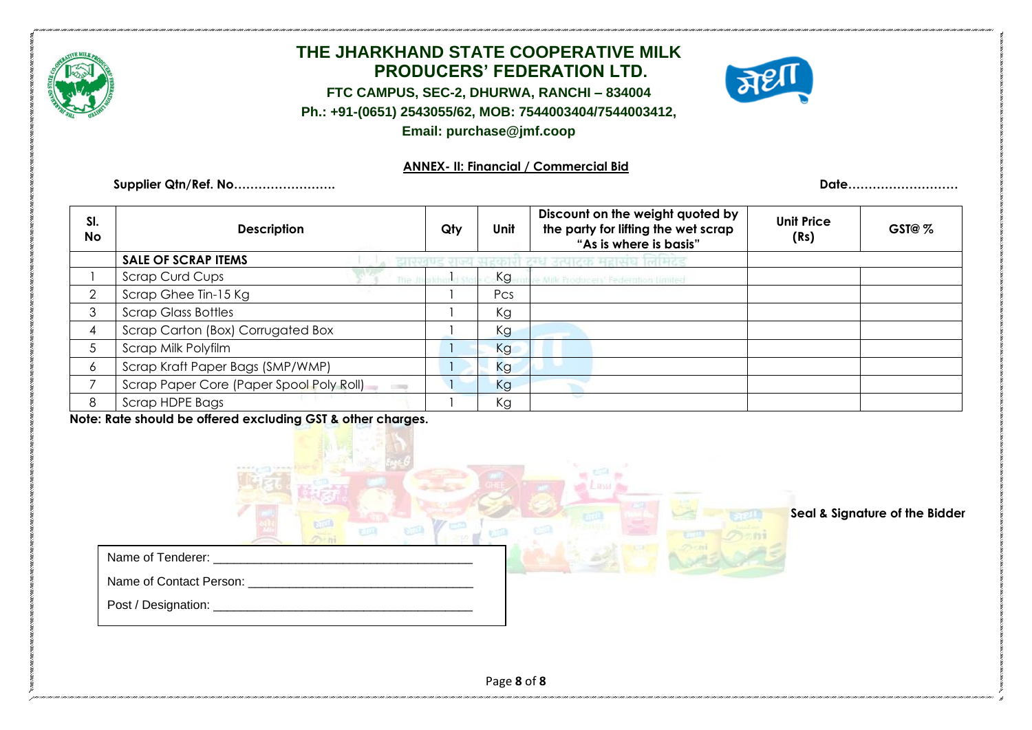# THE JHARKHAND STATE COOPERATIVE MILK PRODUCERS' FEDERATION LTD.

**FTC CAMPUS, SEC-2, DHURWA, RANCHI – 834004**

**Ph.: +91-(0651) 2543055/62, MOB: 7544003404/7544003412,**

**Email: purchase@jmf.coop**

## ANNEX- II: Financial / Commercial Bid

**Supplier Qtn/Ref. No……………………** **Date………………………**

| Sl. No | Description | Qty | Unit | Discount on the weight quoted by the party for lifting the wet scrap "As is where is basis" | Unit Price (Rs) | GST@ % |
|---|---|---|---|---|---|---|
| | **SALE OF SCRAP ITEMS** | | | | | |
| 1 | Scrap Curd Cups | 1 | Kg | | | |
| 2 | Scrap Ghee Tin-15 Kg | 1 | Pcs | | | |
| 3 | Scrap Glass Bottles | 1 | Kg | | | |
| 4 | Scrap Carton (Box) Corrugated Box | 1 | Kg | | | |
| 5 | Scrap Milk Polyfilm | 1 | Kg | | | |
| 6 | Scrap Kraft Paper Bags (SMP/WMP) | 1 | Kg | | | |
| 7 | Scrap Paper Core (Paper Spool Poly Roll) | 1 | Kg | | | |
| 8 | Scrap HDPE Bags | 1 | Kg | | | |

**Note: Rate should be offered excluding GST & other charges.**

**Seal & Signature of the Bidder**

Name of Tenderer: ______________________________________

Name of Contact Person: _________________________________

Post / Designation: ______________________________________